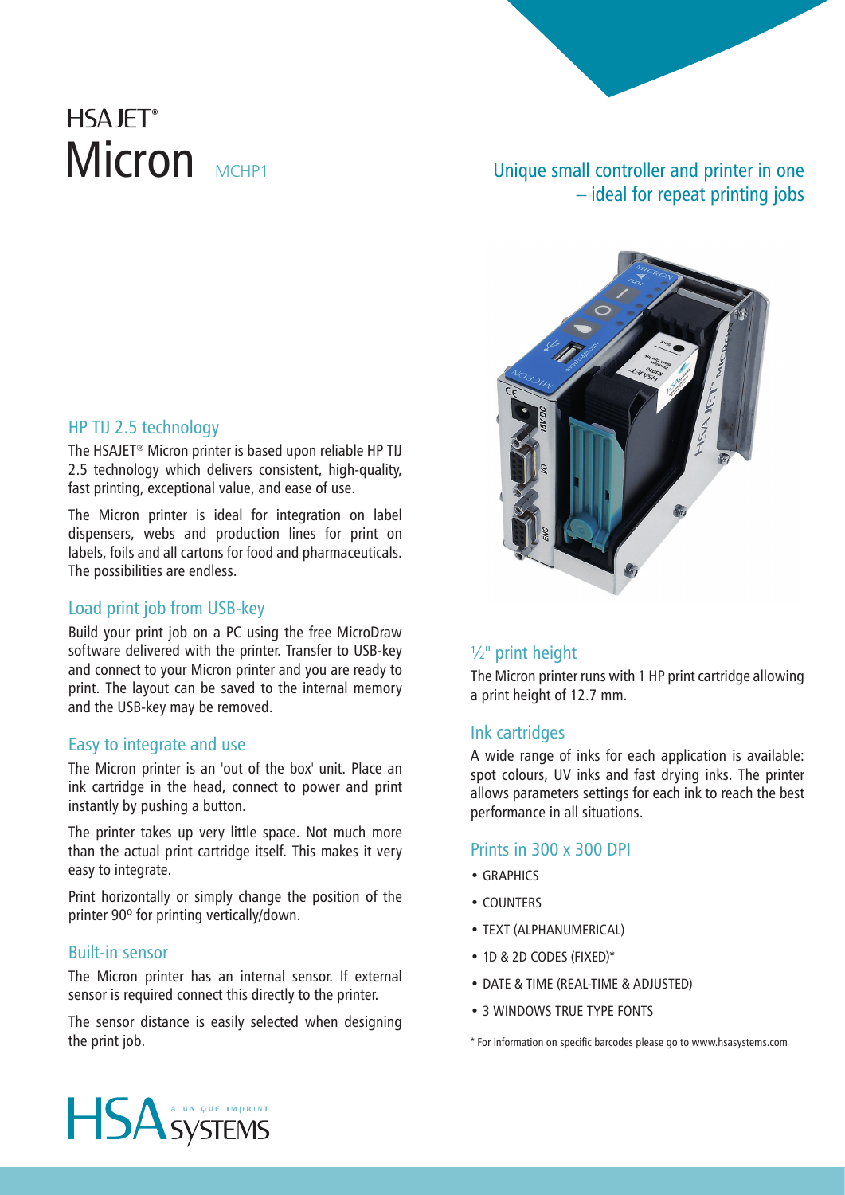HSAJET®

# Micron MCHP1

Unique small controller and printer in one – ideal for repeat printing jobs

## HP TIJ 2.5 technology

The HSAJET® Micron printer is based upon reliable HP TIJ 2.5 technology which delivers consistent, high-quality, fast printing, exceptional value, and ease of use.

The Micron printer is ideal for integration on label dispensers, webs and production lines for print on labels, foils and all cartons for food and pharmaceuticals. The possibilities are endless.

## Load print job from USB-key

Build your print job on a PC using the free MicroDraw software delivered with the printer. Transfer to USB-key and connect to your Micron printer and you are ready to print. The layout can be saved to the internal memory and the USB-key may be removed.

## Easy to integrate and use

The Micron printer is an 'out of the box' unit. Place an ink cartridge in the head, connect to power and print instantly by pushing a button.

The printer takes up very little space. Not much more than the actual print cartridge itself. This makes it very easy to integrate.

Print horizontally or simply change the position of the printer 90º for printing vertically/down.

## Built-in sensor

The Micron printer has an internal sensor. If external sensor is required connect this directly to the printer.

The sensor distance is easily selected when designing the print job.

## ½" print height

The Micron printer runs with 1 HP print cartridge allowing a print height of 12.7 mm.

## Ink cartridges

A wide range of inks for each application is available: spot colours, UV inks and fast drying inks. The printer allows parameters settings for each ink to reach the best performance in all situations.

## Prints in 300 x 300 DPI

- GRAPHICS
- COUNTERS
- TEXT (ALPHANUMERICAL)
- 1D & 2D CODES (FIXED)*
- DATE & TIME (REAL-TIME & ADJUSTED)
- 3 WINDOWS TRUE TYPE FONTS

\* For information on specific barcodes please go to www.hsasystems.com

HSA SYSTEMS – A UNIQUE IMPRINT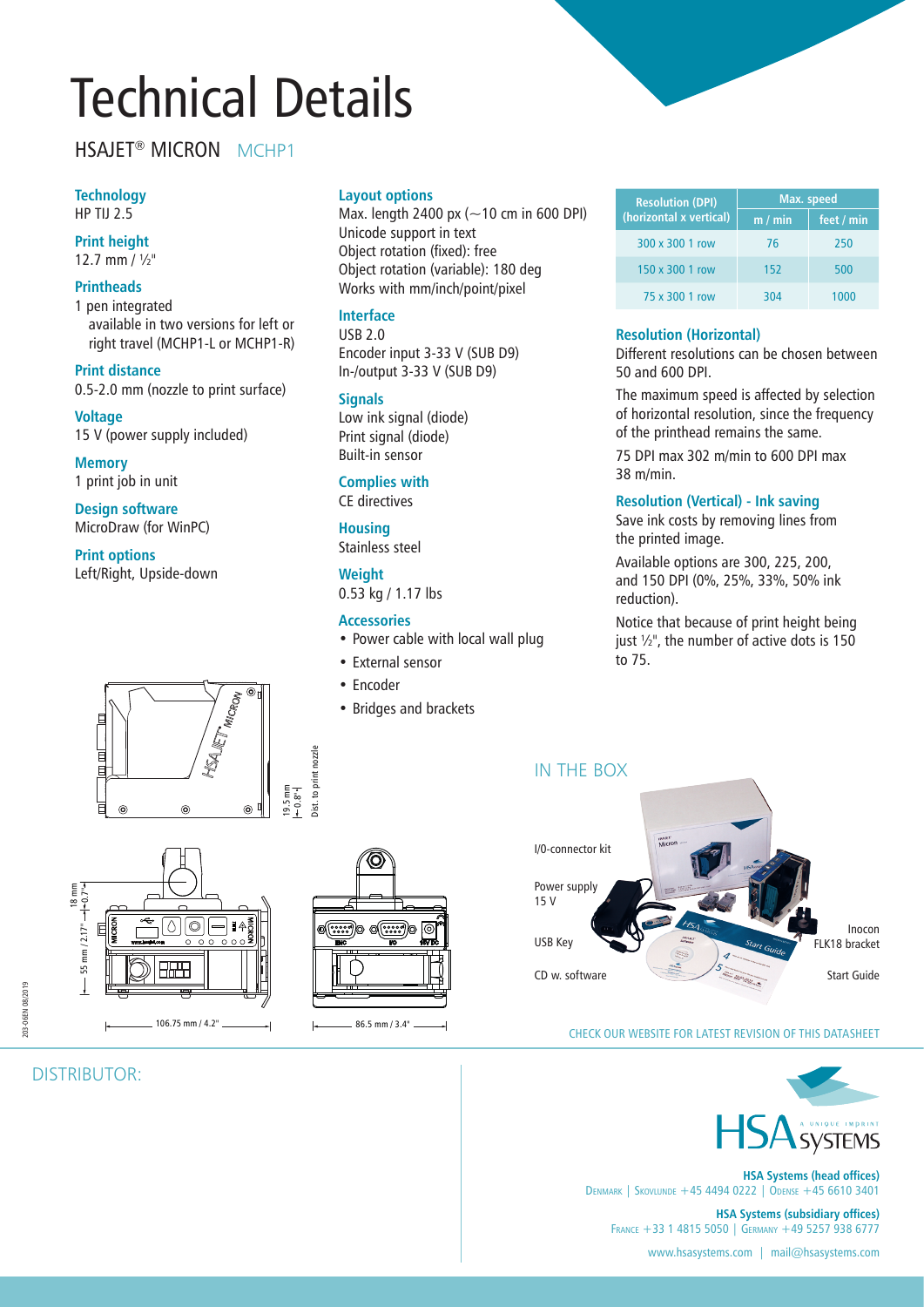# Technical Details

## HSAJET® MICRON MCHP1

**Technology**
HP TIJ 2.5

**Print height**
12.7 mm / ½"

**Printheads**
1 pen integrated
available in two versions for left or right travel (MCHP1-L or MCHP1-R)

**Print distance**
0.5-2.0 mm (nozzle to print surface)

**Voltage**
15 V (power supply included)

**Memory**
1 print job in unit

**Design software**
MicroDraw (for WinPC)

**Print options**
Left/Right, Upside-down

**Layout options**
Max. length 2400 px (~10 cm in 600 DPI)
Unicode support in text
Object rotation (fixed): free
Object rotation (variable): 180 deg
Works with mm/inch/point/pixel

**Interface**
USB 2.0
Encoder input 3-33 V (SUB D9)
In-/output 3-33 V (SUB D9)

**Signals**
Low ink signal (diode)
Print signal (diode)
Built-in sensor

**Complies with**
CE directives

**Housing**
Stainless steel

**Weight**
0.53 kg / 1.17 lbs

**Accessories**
- Power cable with local wall plug
- External sensor
- Encoder
- Bridges and brackets

| Resolution (DPI) (horizontal x vertical) | Max. speed | |
|---|---|---|
| | m / min | feet / min |
| 300 x 300 1 row | 76 | 250 |
| 150 x 300 1 row | 152 | 500 |
| 75 x 300 1 row | 304 | 1000 |

**Resolution (Horizontal)**
Different resolutions can be chosen between 50 and 600 DPI.

The maximum speed is affected by selection of horizontal resolution, since the frequency of the printhead remains the same.

75 DPI max 302 m/min to 600 DPI max 38 m/min.

**Resolution (Vertical) - Ink saving**
Save ink costs by removing lines from the printed image.

Available options are 300, 225, 200, and 150 DPI (0%, 25%, 33%, 50% ink reduction).

Notice that because of print height being just ½", the number of active dots is 150 to 75.

19.5 mm
0.8"
Dist. to print nozzle

18 mm
0.7"
55 mm / 2.17"
106.75 mm / 4.2"
86.5 mm / 3.4"

## IN THE BOX

I/0-connector kit
Power supply 15 V
USB Key
CD w. software
Inocon FLK18 bracket
Start Guide

CHECK OUR WEBSITE FOR LATEST REVISION OF THIS DATASHEET

203-06EN 08/2019

DISTRIBUTOR:

HSA SYSTEMS — A UNIQUE IMPRINT

**HSA Systems (head offices)**
Denmark | Skovlunde +45 4494 0222 | Odense +45 6610 3401

**HSA Systems (subsidiary offices)**
France +33 1 4815 5050 | Germany +49 5257 938 6777

www.hsasystems.com | mail@hsasystems.com